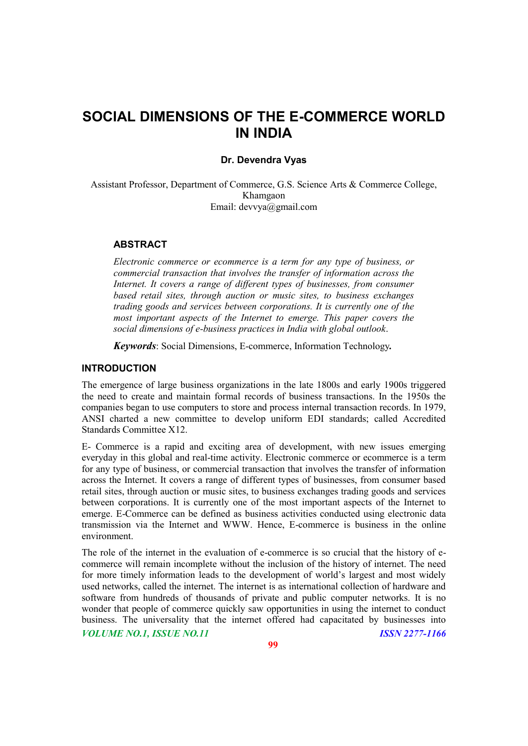# SOCIAL DIMENSIONS OF THE E-COMMERCE WORLD IN INDIA

**Dr. Devendra Vyas**

Assistant Professor, Department of Commerce, G.S. Science Arts & Commerce College, Khamgaon
Email: devvya@gmail.com

## ABSTRACT

*Electronic commerce or ecommerce is a term for any type of business, or commercial transaction that involves the transfer of information across the Internet. It covers a range of different types of businesses, from consumer based retail sites, through auction or music sites, to business exchanges trading goods and services between corporations. It is currently one of the most important aspects of the Internet to emerge. This paper covers the social dimensions of e-business practices in India with global outlook*.

***Keywords***: Social Dimensions, E-commerce, Information Technology**.**

## INTRODUCTION

The emergence of large business organizations in the late 1800s and early 1900s triggered the need to create and maintain formal records of business transactions. In the 1950s the companies began to use computers to store and process internal transaction records. In 1979, ANSI charted a new committee to develop uniform EDI standards; called Accredited Standards Committee X12.

E- Commerce is a rapid and exciting area of development, with new issues emerging everyday in this global and real-time activity. Electronic commerce or ecommerce is a term for any type of business, or commercial transaction that involves the transfer of information across the Internet. It covers a range of different types of businesses, from consumer based retail sites, through auction or music sites, to business exchanges trading goods and services between corporations. It is currently one of the most important aspects of the Internet to emerge. E-Commerce can be defined as business activities conducted using electronic data transmission via the Internet and WWW. Hence, E-commerce is business in the online environment.

The role of the internet in the evaluation of e-commerce is so crucial that the history of e-commerce will remain incomplete without the inclusion of the history of internet. The need for more timely information leads to the development of world's largest and most widely used networks, called the internet. The internet is as international collection of hardware and software from hundreds of thousands of private and public computer networks. It is no wonder that people of commerce quickly saw opportunities in using the internet to conduct business. The universality that the internet offered had capacitated by businesses into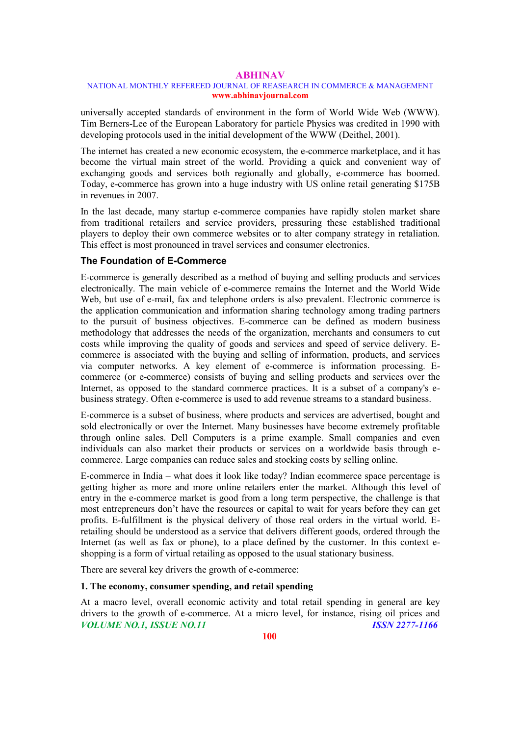universally accepted standards of environment in the form of World Wide Web (WWW). Tim Berners-Lee of the European Laboratory for particle Physics was credited in 1990 with developing protocols used in the initial development of the WWW (Deithel, 2001).

The internet has created a new economic ecosystem, the e-commerce marketplace, and it has become the virtual main street of the world. Providing a quick and convenient way of exchanging goods and services both regionally and globally, e-commerce has boomed. Today, e-commerce has grown into a huge industry with US online retail generating $175B in revenues in 2007.

In the last decade, many startup e-commerce companies have rapidly stolen market share from traditional retailers and service providers, pressuring these established traditional players to deploy their own commerce websites or to alter company strategy in retaliation. This effect is most pronounced in travel services and consumer electronics.

## The Foundation of E-Commerce

E-commerce is generally described as a method of buying and selling products and services electronically. The main vehicle of e-commerce remains the Internet and the World Wide Web, but use of e-mail, fax and telephone orders is also prevalent. Electronic commerce is the application communication and information sharing technology among trading partners to the pursuit of business objectives. E-commerce can be defined as modern business methodology that addresses the needs of the organization, merchants and consumers to cut costs while improving the quality of goods and services and speed of service delivery. E-commerce is associated with the buying and selling of information, products, and services via computer networks. A key element of e-commerce is information processing. E-commerce (or e-commerce) consists of buying and selling products and services over the Internet, as opposed to the standard commerce practices. It is a subset of a company's e-business strategy. Often e-commerce is used to add revenue streams to a standard business.

E-commerce is a subset of business, where products and services are advertised, bought and sold electronically or over the Internet. Many businesses have become extremely profitable through online sales. Dell Computers is a prime example. Small companies and even individuals can also market their products or services on a worldwide basis through e-commerce. Large companies can reduce sales and stocking costs by selling online.

E-commerce in India – what does it look like today? Indian ecommerce space percentage is getting higher as more and more online retailers enter the market. Although this level of entry in the e-commerce market is good from a long term perspective, the challenge is that most entrepreneurs don't have the resources or capital to wait for years before they can get profits. E-fulfillment is the physical delivery of those real orders in the virtual world. E-retailing should be understood as a service that delivers different goods, ordered through the Internet (as well as fax or phone), to a place defined by the customer. In this context e-shopping is a form of virtual retailing as opposed to the usual stationary business.

There are several key drivers the growth of e-commerce:

**1. The economy, consumer spending, and retail spending**

At a macro level, overall economic activity and total retail spending in general are key drivers to the growth of e-commerce. At a micro level, for instance, rising oil prices and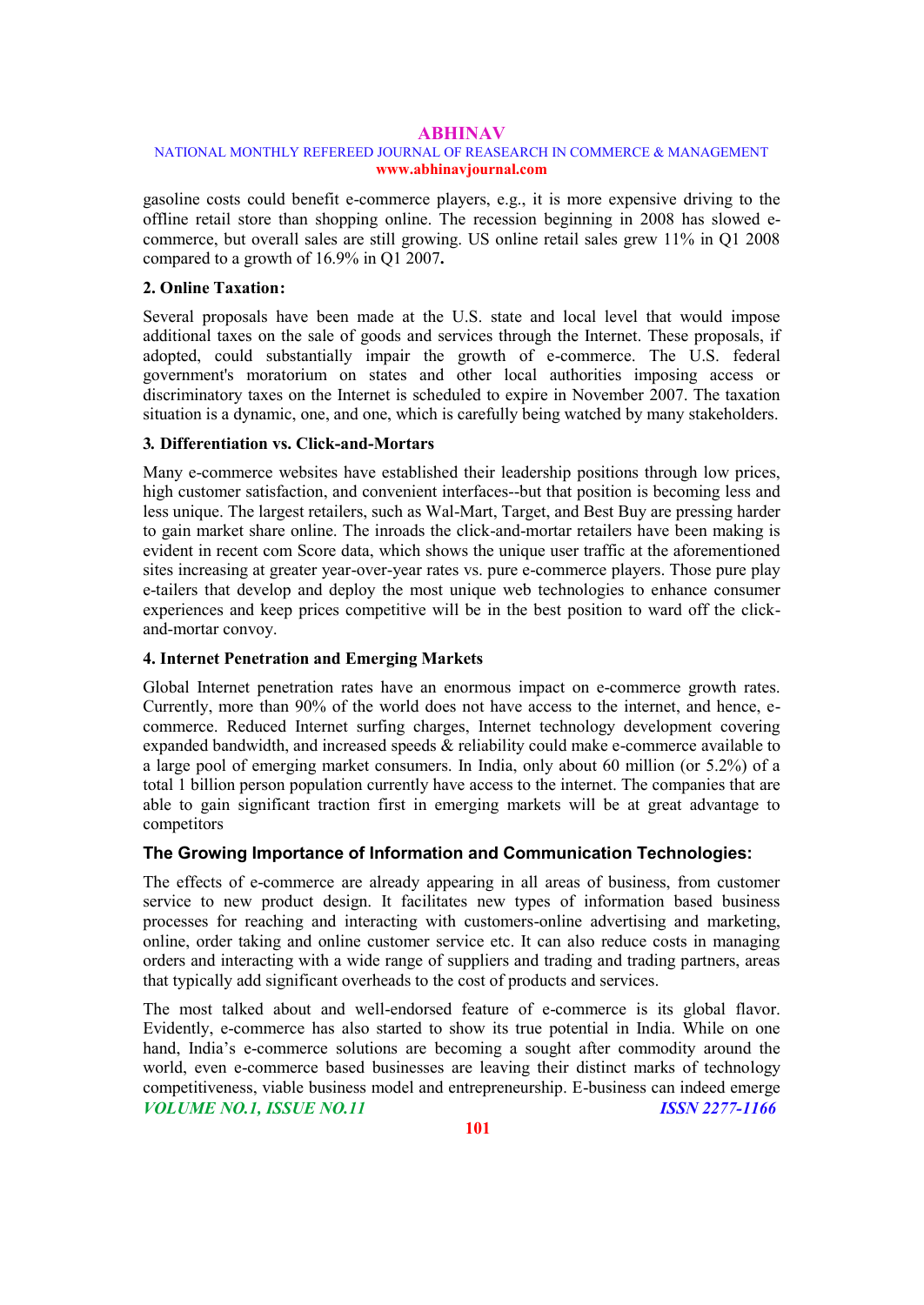gasoline costs could benefit e-commerce players, e.g., it is more expensive driving to the offline retail store than shopping online. The recession beginning in 2008 has slowed e-commerce, but overall sales are still growing. US online retail sales grew 11% in Q1 2008 compared to a growth of 16.9% in Q1 2007**.**

**2. Online Taxation:**

Several proposals have been made at the U.S. state and local level that would impose additional taxes on the sale of goods and services through the Internet. These proposals, if adopted, could substantially impair the growth of e-commerce. The U.S. federal government's moratorium on states and other local authorities imposing access or discriminatory taxes on the Internet is scheduled to expire in November 2007. The taxation situation is a dynamic, one, and one, which is carefully being watched by many stakeholders.

**3. Differentiation vs. Click-and-Mortars**

Many e-commerce websites have established their leadership positions through low prices, high customer satisfaction, and convenient interfaces--but that position is becoming less and less unique. The largest retailers, such as Wal-Mart, Target, and Best Buy are pressing harder to gain market share online. The inroads the click-and-mortar retailers have been making is evident in recent com Score data, which shows the unique user traffic at the aforementioned sites increasing at greater year-over-year rates vs. pure e-commerce players. Those pure play e-tailers that develop and deploy the most unique web technologies to enhance consumer experiences and keep prices competitive will be in the best position to ward off the click-and-mortar convoy.

**4. Internet Penetration and Emerging Markets**

Global Internet penetration rates have an enormous impact on e-commerce growth rates. Currently, more than 90% of the world does not have access to the internet, and hence, e-commerce. Reduced Internet surfing charges, Internet technology development covering expanded bandwidth, and increased speeds & reliability could make e-commerce available to a large pool of emerging market consumers. In India, only about 60 million (or 5.2%) of a total 1 billion person population currently have access to the internet. The companies that are able to gain significant traction first in emerging markets will be at great advantage to competitors

**The Growing Importance of Information and Communication Technologies:**

The effects of e-commerce are already appearing in all areas of business, from customer service to new product design. It facilitates new types of information based business processes for reaching and interacting with customers-online advertising and marketing, online, order taking and online customer service etc. It can also reduce costs in managing orders and interacting with a wide range of suppliers and trading and trading partners, areas that typically add significant overheads to the cost of products and services.

The most talked about and well-endorsed feature of e-commerce is its global flavor. Evidently, e-commerce has also started to show its true potential in India. While on one hand, India's e-commerce solutions are becoming a sought after commodity around the world, even e-commerce based businesses are leaving their distinct marks of technology competitiveness, viable business model and entrepreneurship. E-business can indeed emerge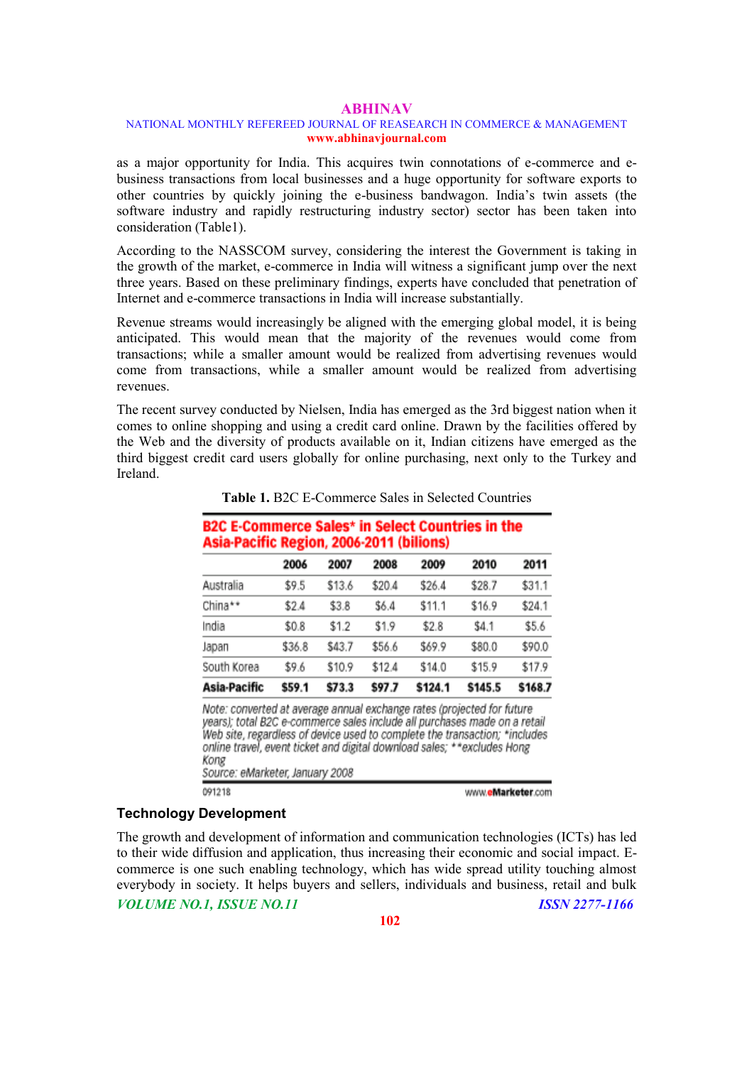as a major opportunity for India. This acquires twin connotations of e-commerce and e-business transactions from local businesses and a huge opportunity for software exports to other countries by quickly joining the e-business bandwagon. India's twin assets (the software industry and rapidly restructuring industry sector) sector has been taken into consideration (Table1).

According to the NASSCOM survey, considering the interest the Government is taking in the growth of the market, e-commerce in India will witness a significant jump over the next three years. Based on these preliminary findings, experts have concluded that penetration of Internet and e-commerce transactions in India will increase substantially.

Revenue streams would increasingly be aligned with the emerging global model, it is being anticipated. This would mean that the majority of the revenues would come from transactions; while a smaller amount would be realized from advertising revenues would come from transactions, while a smaller amount would be realized from advertising revenues.

The recent survey conducted by Nielsen, India has emerged as the 3rd biggest nation when it comes to online shopping and using a credit card online. Drawn by the facilities offered by the Web and the diversity of products available on it, Indian citizens have emerged as the third biggest credit card users globally for online purchasing, next only to the Turkey and Ireland.

**Table 1.** B2C E-Commerce Sales in Selected Countries

**B2C E-Commerce Sales* in Select Countries in the Asia-Pacific Region, 2006-2011 (bilions)**

| | 2006 | 2007 | 2008 | 2009 | 2010 | 2011 |
|---|---|---|---|---|---|---|
| Australia | $9.5 | $13.6 | $20.4 | $26.4 | $28.7 | $31.1 |
| China** | $2.4 | $3.8 | $6.4 | $11.1 | $16.9 | $24.1 |
| India | $0.8 | $1.2 | $1.9 | $2.8 | $4.1 | $5.6 |
| Japan | $36.8 | $43.7 | $56.6 | $69.9 | $80.0 | $90.0 |
| South Korea | $9.6 | $10.9 | $12.4 | $14.0 | $15.9 | $17.9 |
| **Asia-Pacific** | **$59.1** | **$73.3** | **$97.7** | **$124.1** | **$145.5** | **$168.7** |

*Note: converted at average annual exchange rates (projected for future years); total B2C e-commerce sales include all purchases made on a retail Web site, regardless of device used to complete the transaction; *includes online travel, event ticket and digital download sales; **excludes Hong Kong*
*Source: eMarketer, January 2008*

091218 www.eMarketer.com

### Technology Development

The growth and development of information and communication technologies (ICTs) has led to their wide diffusion and application, thus increasing their economic and social impact. E-commerce is one such enabling technology, which has wide spread utility touching almost everybody in society. It helps buyers and sellers, individuals and business, retail and bulk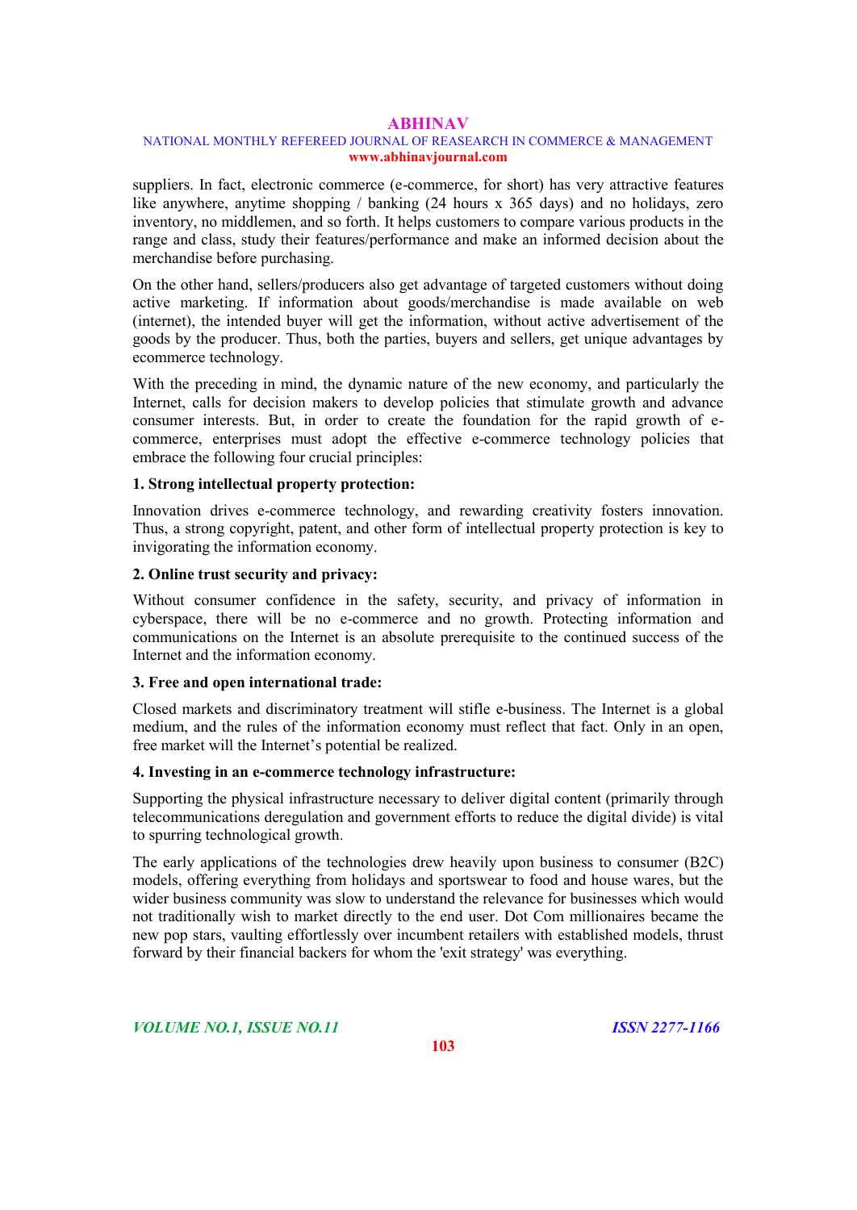suppliers. In fact, electronic commerce (e-commerce, for short) has very attractive features like anywhere, anytime shopping / banking (24 hours x 365 days) and no holidays, zero inventory, no middlemen, and so forth. It helps customers to compare various products in the range and class, study their features/performance and make an informed decision about the merchandise before purchasing.

On the other hand, sellers/producers also get advantage of targeted customers without doing active marketing. If information about goods/merchandise is made available on web (internet), the intended buyer will get the information, without active advertisement of the goods by the producer. Thus, both the parties, buyers and sellers, get unique advantages by ecommerce technology.

With the preceding in mind, the dynamic nature of the new economy, and particularly the Internet, calls for decision makers to develop policies that stimulate growth and advance consumer interests. But, in order to create the foundation for the rapid growth of e-commerce, enterprises must adopt the effective e-commerce technology policies that embrace the following four crucial principles:

**1. Strong intellectual property protection:**

Innovation drives e-commerce technology, and rewarding creativity fosters innovation. Thus, a strong copyright, patent, and other form of intellectual property protection is key to invigorating the information economy.

**2. Online trust security and privacy:**

Without consumer confidence in the safety, security, and privacy of information in cyberspace, there will be no e-commerce and no growth. Protecting information and communications on the Internet is an absolute prerequisite to the continued success of the Internet and the information economy.

**3. Free and open international trade:**

Closed markets and discriminatory treatment will stifle e-business. The Internet is a global medium, and the rules of the information economy must reflect that fact. Only in an open, free market will the Internet's potential be realized.

**4. Investing in an e-commerce technology infrastructure:**

Supporting the physical infrastructure necessary to deliver digital content (primarily through telecommunications deregulation and government efforts to reduce the digital divide) is vital to spurring technological growth.

The early applications of the technologies drew heavily upon business to consumer (B2C) models, offering everything from holidays and sportswear to food and house wares, but the wider business community was slow to understand the relevance for businesses which would not traditionally wish to market directly to the end user. Dot Com millionaires became the new pop stars, vaulting effortlessly over incumbent retailers with established models, thrust forward by their financial backers for whom the 'exit strategy' was everything.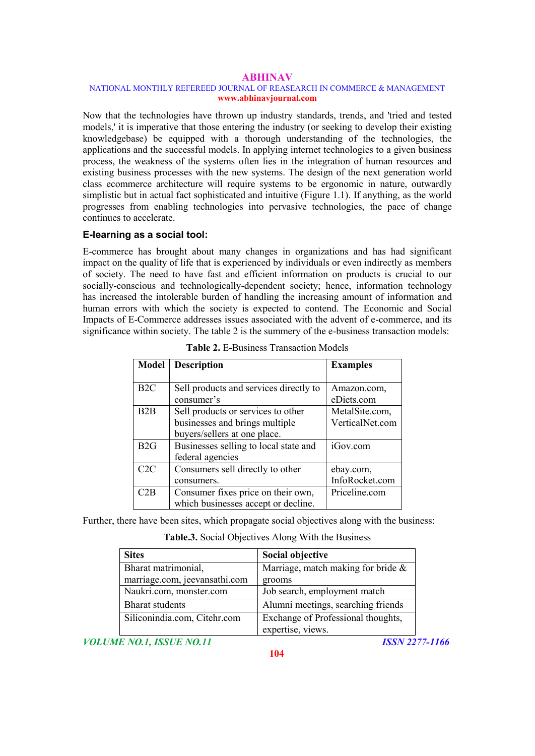Now that the technologies have thrown up industry standards, trends, and 'tried and tested models,' it is imperative that those entering the industry (or seeking to develop their existing knowledgebase) be equipped with a thorough understanding of the technologies, the applications and the successful models. In applying internet technologies to a given business process, the weakness of the systems often lies in the integration of human resources and existing business processes with the new systems. The design of the next generation world class ecommerce architecture will require systems to be ergonomic in nature, outwardly simplistic but in actual fact sophisticated and intuitive (Figure 1.1). If anything, as the world progresses from enabling technologies into pervasive technologies, the pace of change continues to accelerate.

### E-learning as a social tool:

E-commerce has brought about many changes in organizations and has had significant impact on the quality of life that is experienced by individuals or even indirectly as members of society. The need to have fast and efficient information on products is crucial to our socially-conscious and technologically-dependent society; hence, information technology has increased the intolerable burden of handling the increasing amount of information and human errors with which the society is expected to contend. The Economic and Social Impacts of E-Commerce addresses issues associated with the advent of e-commerce, and its significance within society. The table 2 is the summery of the e-business transaction models:

**Table 2.** E-Business Transaction Models

| Model | Description | Examples |
|---|---|---|
| B2C | Sell products and services directly to consumer's | Amazon.com, eDiets.com |
| B2B | Sell products or services to other businesses and brings multiple buyers/sellers at one place. | MetalSite.com, VerticalNet.com |
| B2G | Businesses selling to local state and federal agencies | iGov.com |
| C2C | Consumers sell directly to other consumers. | ebay.com, InfoRocket.com |
| C2B | Consumer fixes price on their own, which businesses accept or decline. | Priceline.com |

Further, there have been sites, which propagate social objectives along with the business:

**Table.3.** Social Objectives Along With the Business

| Sites | Social objective |
|---|---|
| Bharat matrimonial, marriage.com, jeevansathi.com | Marriage, match making for bride & grooms |
| Naukri.com, monster.com | Job search, employment match |
| Bharat students | Alumni meetings, searching friends |
| Siliconindia.com, Citehr.com | Exchange of Professional thoughts, expertise, views. |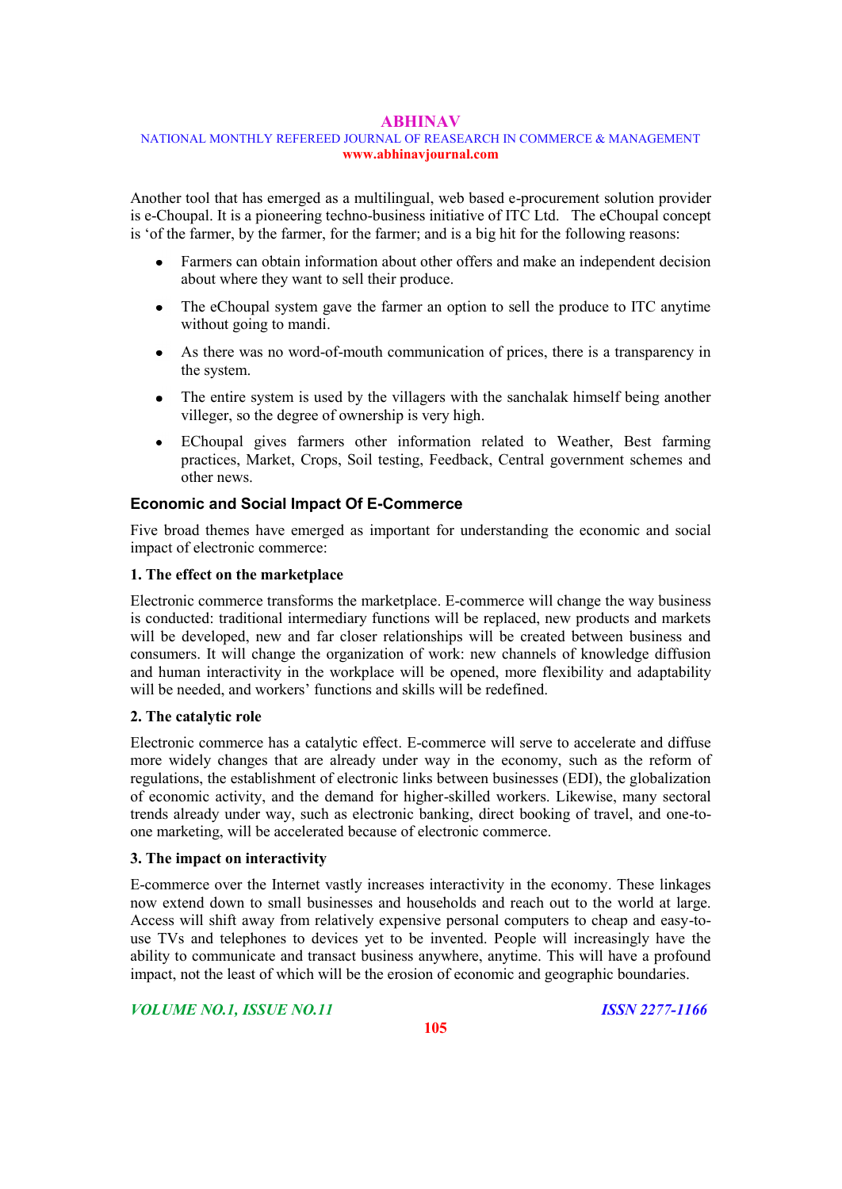Another tool that has emerged as a multilingual, web based e-procurement solution provider is e-Choupal. It is a pioneering techno-business initiative of ITC Ltd. The eChoupal concept is 'of the farmer, by the farmer, for the farmer; and is a big hit for the following reasons:

- Farmers can obtain information about other offers and make an independent decision about where they want to sell their produce.
- The eChoupal system gave the farmer an option to sell the produce to ITC anytime without going to mandi.
- As there was no word-of-mouth communication of prices, there is a transparency in the system.
- The entire system is used by the villagers with the sanchalak himself being another villeger, so the degree of ownership is very high.
- EChoupal gives farmers other information related to Weather, Best farming practices, Market, Crops, Soil testing, Feedback, Central government schemes and other news.

## Economic and Social Impact Of E-Commerce

Five broad themes have emerged as important for understanding the economic and social impact of electronic commerce:

**1. The effect on the marketplace**

Electronic commerce transforms the marketplace. E-commerce will change the way business is conducted: traditional intermediary functions will be replaced, new products and markets will be developed, new and far closer relationships will be created between business and consumers. It will change the organization of work: new channels of knowledge diffusion and human interactivity in the workplace will be opened, more flexibility and adaptability will be needed, and workers' functions and skills will be redefined.

**2. The catalytic role**

Electronic commerce has a catalytic effect. E-commerce will serve to accelerate and diffuse more widely changes that are already under way in the economy, such as the reform of regulations, the establishment of electronic links between businesses (EDI), the globalization of economic activity, and the demand for higher-skilled workers. Likewise, many sectoral trends already under way, such as electronic banking, direct booking of travel, and one-to-one marketing, will be accelerated because of electronic commerce.

**3. The impact on interactivity**

E-commerce over the Internet vastly increases interactivity in the economy. These linkages now extend down to small businesses and households and reach out to the world at large. Access will shift away from relatively expensive personal computers to cheap and easy-to-use TVs and telephones to devices yet to be invented. People will increasingly have the ability to communicate and transact business anywhere, anytime. This will have a profound impact, not the least of which will be the erosion of economic and geographic boundaries.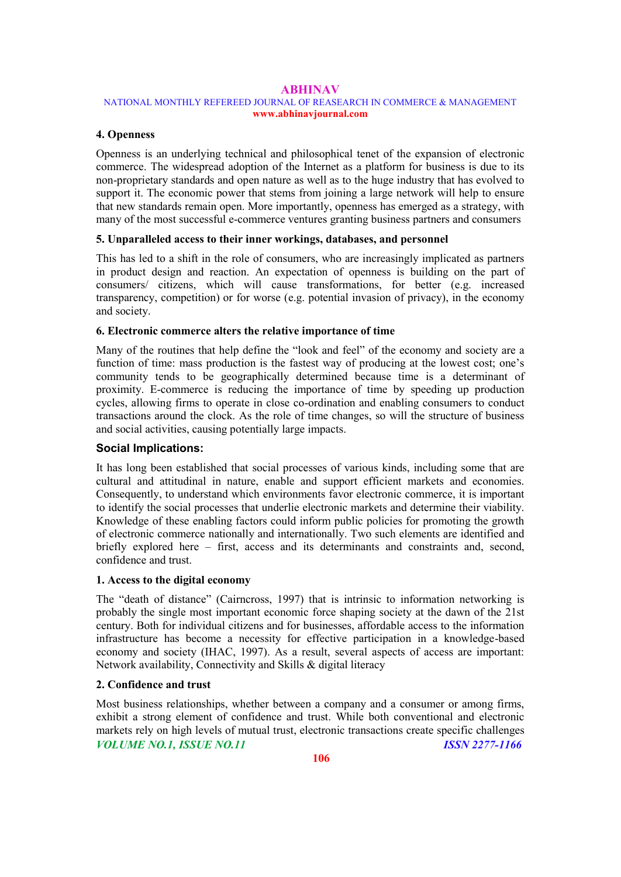**4. Openness**

Openness is an underlying technical and philosophical tenet of the expansion of electronic commerce. The widespread adoption of the Internet as a platform for business is due to its non-proprietary standards and open nature as well as to the huge industry that has evolved to support it. The economic power that stems from joining a large network will help to ensure that new standards remain open. More importantly, openness has emerged as a strategy, with many of the most successful e-commerce ventures granting business partners and consumers

**5. Unparalleled access to their inner workings, databases, and personnel**

This has led to a shift in the role of consumers, who are increasingly implicated as partners in product design and reaction. An expectation of openness is building on the part of consumers/ citizens, which will cause transformations, for better (e.g. increased transparency, competition) or for worse (e.g. potential invasion of privacy), in the economy and society.

**6. Electronic commerce alters the relative importance of time**

Many of the routines that help define the "look and feel" of the economy and society are a function of time: mass production is the fastest way of producing at the lowest cost; one's community tends to be geographically determined because time is a determinant of proximity. E-commerce is reducing the importance of time by speeding up production cycles, allowing firms to operate in close co-ordination and enabling consumers to conduct transactions around the clock. As the role of time changes, so will the structure of business and social activities, causing potentially large impacts.

### Social Implications:

It has long been established that social processes of various kinds, including some that are cultural and attitudinal in nature, enable and support efficient markets and economies. Consequently, to understand which environments favor electronic commerce, it is important to identify the social processes that underlie electronic markets and determine their viability. Knowledge of these enabling factors could inform public policies for promoting the growth of electronic commerce nationally and internationally. Two such elements are identified and briefly explored here – first, access and its determinants and constraints and, second, confidence and trust.

**1. Access to the digital economy**

The "death of distance" (Cairncross, 1997) that is intrinsic to information networking is probably the single most important economic force shaping society at the dawn of the 21st century. Both for individual citizens and for businesses, affordable access to the information infrastructure has become a necessity for effective participation in a knowledge-based economy and society (IHAC, 1997). As a result, several aspects of access are important: Network availability, Connectivity and Skills & digital literacy

**2. Confidence and trust**

Most business relationships, whether between a company and a consumer or among firms, exhibit a strong element of confidence and trust. While both conventional and electronic markets rely on high levels of mutual trust, electronic transactions create specific challenges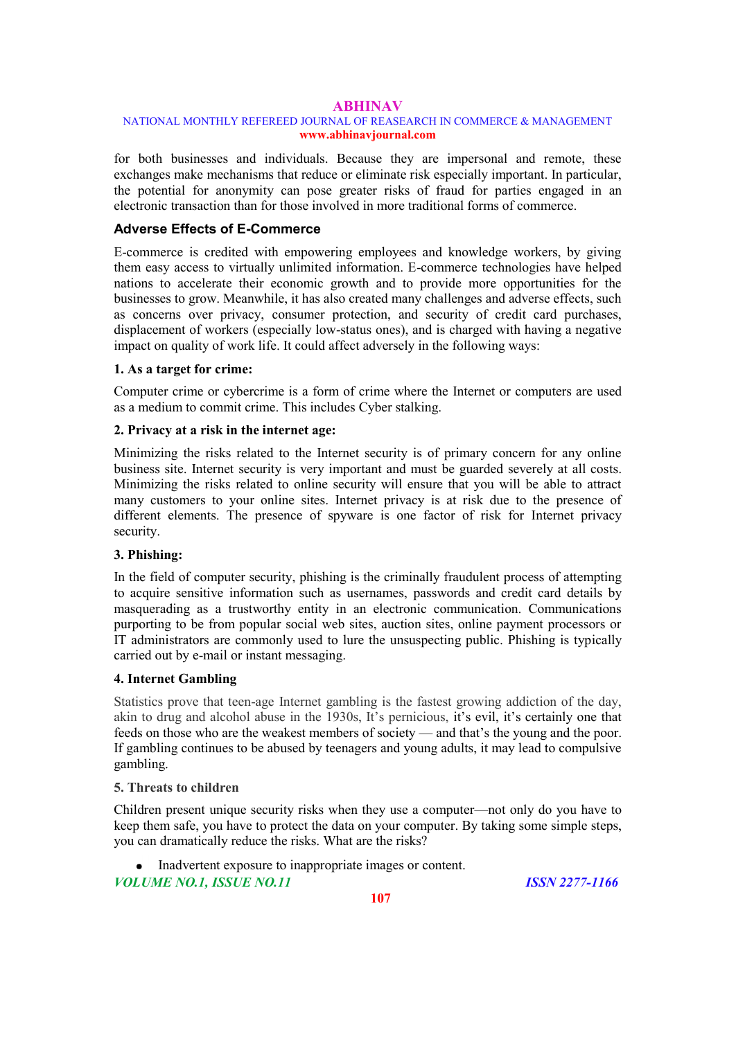for both businesses and individuals. Because they are impersonal and remote, these exchanges make mechanisms that reduce or eliminate risk especially important. In particular, the potential for anonymity can pose greater risks of fraud for parties engaged in an electronic transaction than for those involved in more traditional forms of commerce.

### Adverse Effects of E-Commerce

E-commerce is credited with empowering employees and knowledge workers, by giving them easy access to virtually unlimited information. E-commerce technologies have helped nations to accelerate their economic growth and to provide more opportunities for the businesses to grow. Meanwhile, it has also created many challenges and adverse effects, such as concerns over privacy, consumer protection, and security of credit card purchases, displacement of workers (especially low-status ones), and is charged with having a negative impact on quality of work life. It could affect adversely in the following ways:

**1. As a target for crime:**

Computer crime or cybercrime is a form of crime where the Internet or computers are used as a medium to commit crime. This includes Cyber stalking.

**2. Privacy at a risk in the internet age:**

Minimizing the risks related to the Internet security is of primary concern for any online business site. Internet security is very important and must be guarded severely at all costs. Minimizing the risks related to online security will ensure that you will be able to attract many customers to your online sites. Internet privacy is at risk due to the presence of different elements. The presence of spyware is one factor of risk for Internet privacy security.

**3. Phishing:**

In the field of computer security, phishing is the criminally fraudulent process of attempting to acquire sensitive information such as usernames, passwords and credit card details by masquerading as a trustworthy entity in an electronic communication. Communications purporting to be from popular social web sites, auction sites, online payment processors or IT administrators are commonly used to lure the unsuspecting public. Phishing is typically carried out by e-mail or instant messaging.

**4. Internet Gambling**

Statistics prove that teen-age Internet gambling is the fastest growing addiction of the day, akin to drug and alcohol abuse in the 1930s, It's pernicious, it's evil, it's certainly one that feeds on those who are the weakest members of society — and that's the young and the poor. If gambling continues to be abused by teenagers and young adults, it may lead to compulsive gambling.

**5. Threats to children**

Children present unique security risks when they use a computer—not only do you have to keep them safe, you have to protect the data on your computer. By taking some simple steps, you can dramatically reduce the risks. What are the risks?

- Inadvertent exposure to inappropriate images or content.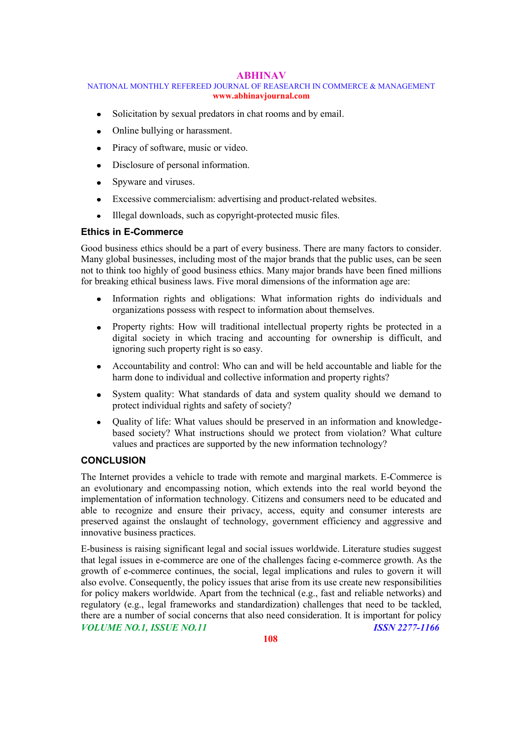- Solicitation by sexual predators in chat rooms and by email.
- Online bullying or harassment.
- Piracy of software, music or video.
- Disclosure of personal information.
- Spyware and viruses.
- Excessive commercialism: advertising and product-related websites.
- Illegal downloads, such as copyright-protected music files.

## Ethics in E-Commerce

Good business ethics should be a part of every business. There are many factors to consider. Many global businesses, including most of the major brands that the public uses, can be seen not to think too highly of good business ethics. Many major brands have been fined millions for breaking ethical business laws. Five moral dimensions of the information age are:

- Information rights and obligations: What information rights do individuals and organizations possess with respect to information about themselves.
- Property rights: How will traditional intellectual property rights be protected in a digital society in which tracing and accounting for ownership is difficult, and ignoring such property right is so easy.
- Accountability and control: Who can and will be held accountable and liable for the harm done to individual and collective information and property rights?
- System quality: What standards of data and system quality should we demand to protect individual rights and safety of society?
- Quality of life: What values should be preserved in an information and knowledge-based society? What instructions should we protect from violation? What culture values and practices are supported by the new information technology?

## CONCLUSION

The Internet provides a vehicle to trade with remote and marginal markets. E-Commerce is an evolutionary and encompassing notion, which extends into the real world beyond the implementation of information technology. Citizens and consumers need to be educated and able to recognize and ensure their privacy, access, equity and consumer interests are preserved against the onslaught of technology, government efficiency and aggressive and innovative business practices.

E-business is raising significant legal and social issues worldwide. Literature studies suggest that legal issues in e-commerce are one of the challenges facing e-commerce growth. As the growth of e-commerce continues, the social, legal implications and rules to govern it will also evolve. Consequently, the policy issues that arise from its use create new responsibilities for policy makers worldwide. Apart from the technical (e.g., fast and reliable networks) and regulatory (e.g., legal frameworks and standardization) challenges that need to be tackled, there are a number of social concerns that also need consideration. It is important for policy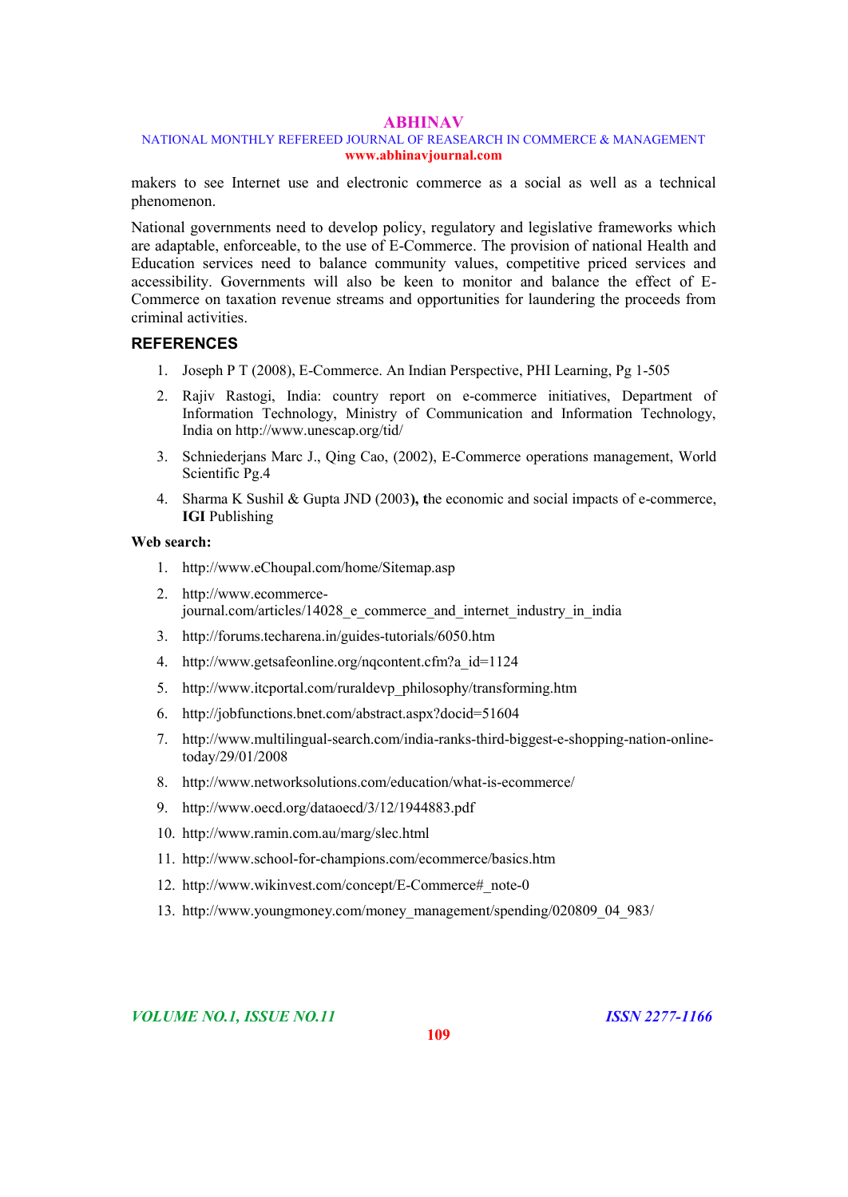makers to see Internet use and electronic commerce as a social as well as a technical phenomenon.

National governments need to develop policy, regulatory and legislative frameworks which are adaptable, enforceable, to the use of E-Commerce. The provision of national Health and Education services need to balance community values, competitive priced services and accessibility. Governments will also be keen to monitor and balance the effect of E-Commerce on taxation revenue streams and opportunities for laundering the proceeds from criminal activities.

## REFERENCES

1. Joseph P T (2008), E-Commerce. An Indian Perspective, PHI Learning, Pg 1-505
2. Rajiv Rastogi, India: country report on e-commerce initiatives, Department of Information Technology, Ministry of Communication and Information Technology, India on http://www.unescap.org/tid/
3. Schniederjans Marc J., Qing Cao, (2002), E-Commerce operations management, World Scientific Pg.4
4. Sharma K Sushil & Gupta JND (2003**), t**he economic and social impacts of e-commerce, **IGI** Publishing

**Web search:**

1. http://www.eChoupal.com/home/Sitemap.asp
2. http://www.ecommerce-journal.com/articles/14028_e_commerce_and_internet_industry_in_india
3. http://forums.techarena.in/guides-tutorials/6050.htm
4. http://www.getsafeonline.org/nqcontent.cfm?a_id=1124
5. http://www.itcportal.com/ruraldevp_philosophy/transforming.htm
6. http://jobfunctions.bnet.com/abstract.aspx?docid=51604
7. http://www.multilingual-search.com/india-ranks-third-biggest-e-shopping-nation-online-today/29/01/2008
8. http://www.networksolutions.com/education/what-is-ecommerce/
9. http://www.oecd.org/dataoecd/3/12/1944883.pdf
10. http://www.ramin.com.au/marg/slec.html
11. http://www.school-for-champions.com/ecommerce/basics.htm
12. http://www.wikinvest.com/concept/E-Commerce#_note-0
13. http://www.youngmoney.com/money_management/spending/020809_04_983/